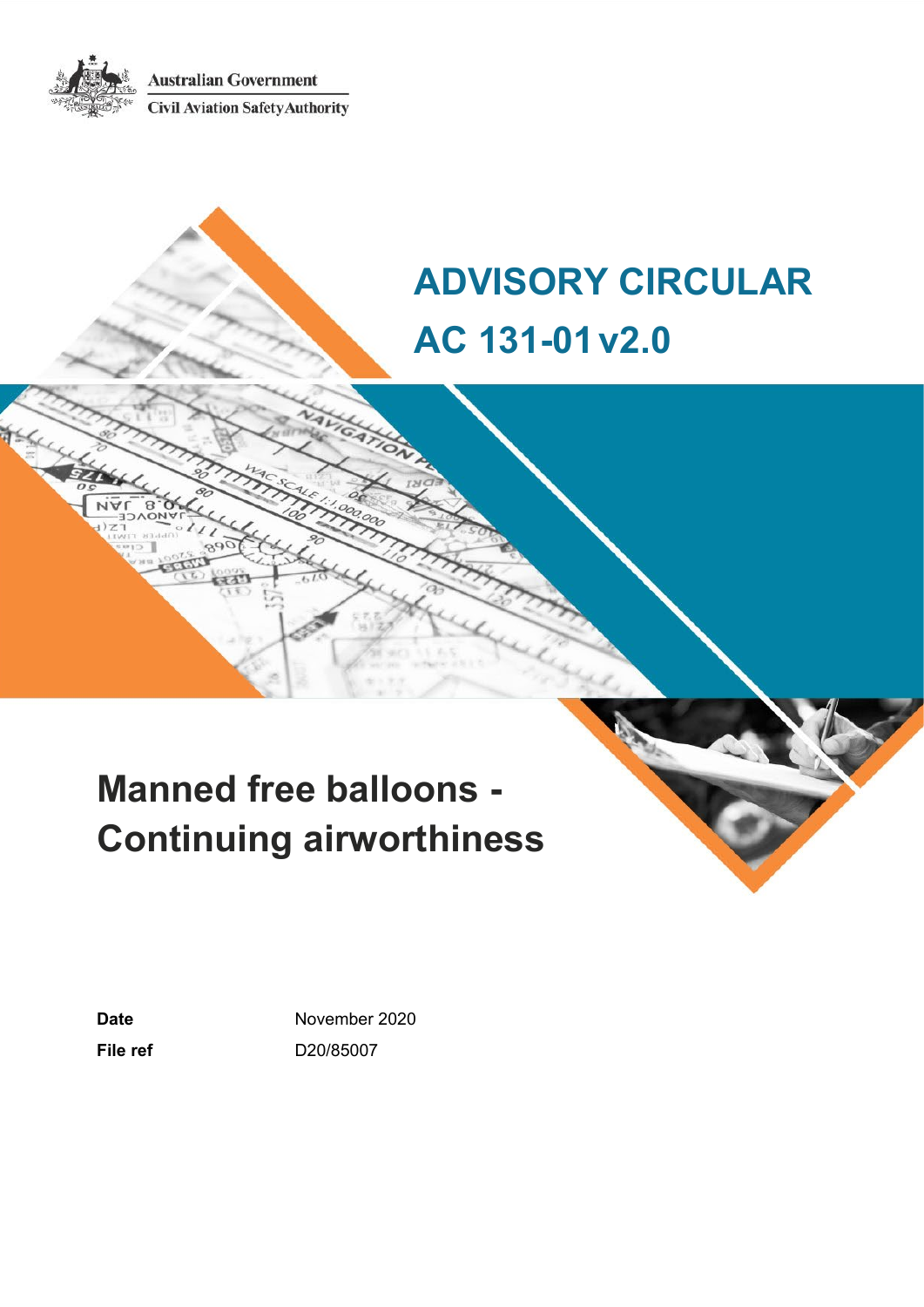Australian Government

Civil Aviation Safety Authority

# ADVISORY CIRCULAR

# AC 131-01 v2.0

# Manned free balloons - Continuing airworthiness

**Date** November 2020

**File ref** D20/85007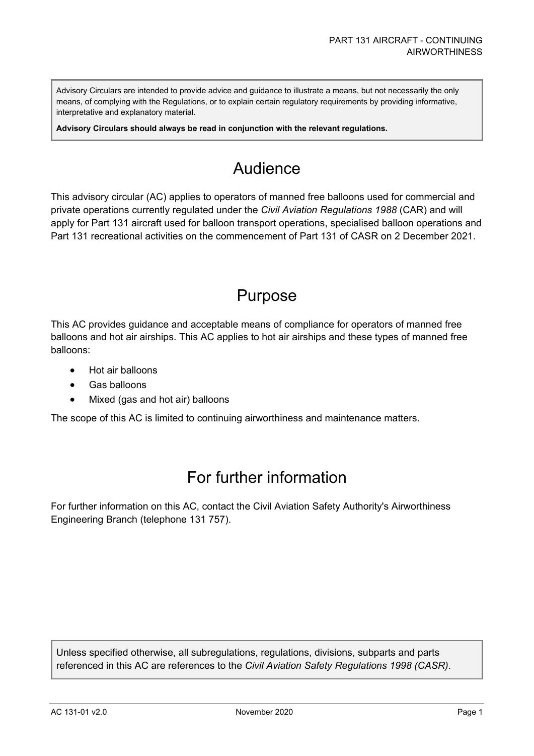Advisory Circulars are intended to provide advice and guidance to illustrate a means, but not necessarily the only means, of complying with the Regulations, or to explain certain regulatory requirements by providing informative, interpretative and explanatory material.

**Advisory Circulars should always be read in conjunction with the relevant regulations.**

# Audience

This advisory circular (AC) applies to operators of manned free balloons used for commercial and private operations currently regulated under the *Civil Aviation Regulations 1988* (CAR) and will apply for Part 131 aircraft used for balloon transport operations, specialised balloon operations and Part 131 recreational activities on the commencement of Part 131 of CASR on 2 December 2021.

# Purpose

This AC provides guidance and acceptable means of compliance for operators of manned free balloons and hot air airships. This AC applies to hot air airships and these types of manned free balloons:

- Hot air balloons
- Gas balloons
- Mixed (gas and hot air) balloons

The scope of this AC is limited to continuing airworthiness and maintenance matters.

# For further information

For further information on this AC, contact the Civil Aviation Safety Authority's Airworthiness Engineering Branch (telephone 131 757).

Unless specified otherwise, all subregulations, regulations, divisions, subparts and parts referenced in this AC are references to the *Civil Aviation Safety Regulations 1998 (CASR)*.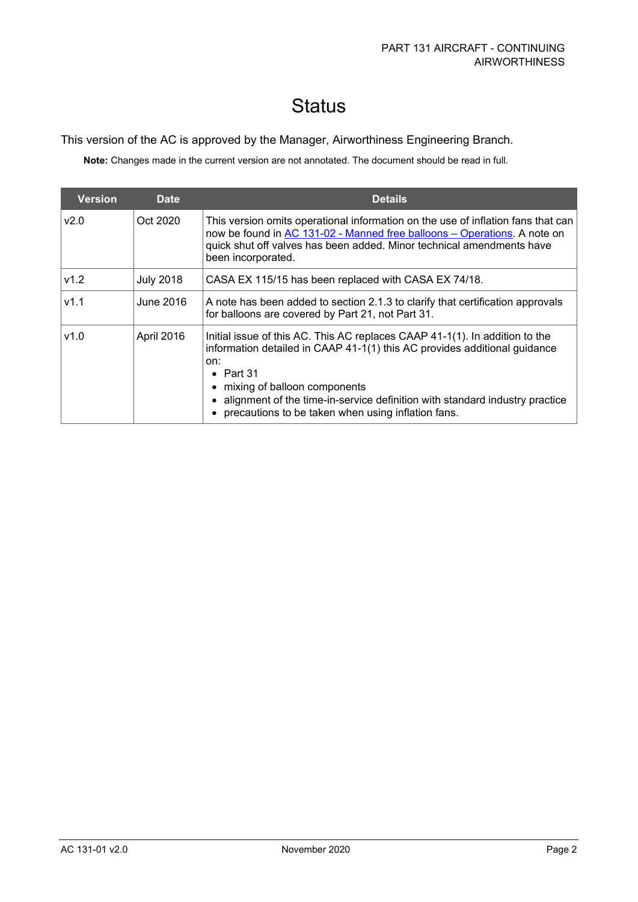# Status

This version of the AC is approved by the Manager, Airworthiness Engineering Branch.

**Note:** Changes made in the current version are not annotated. The document should be read in full.

| Version | Date | Details |
|---|---|---|
| v2.0 | Oct 2020 | This version omits operational information on the use of inflation fans that can now be found in AC 131-02 - Manned free balloons – Operations. A note on quick shut off valves has been added. Minor technical amendments have been incorporated. |
| v1.2 | July 2018 | CASA EX 115/15 has been replaced with CASA EX 74/18. |
| v1.1 | June 2016 | A note has been added to section 2.1.3 to clarify that certification approvals for balloons are covered by Part 21, not Part 31. |
| v1.0 | April 2016 | Initial issue of this AC. This AC replaces CAAP 41-1(1). In addition to the information detailed in CAAP 41-1(1) this AC provides additional guidance on:<br>• Part 31<br>• mixing of balloon components<br>• alignment of the time-in-service definition with standard industry practice<br>• precautions to be taken when using inflation fans. |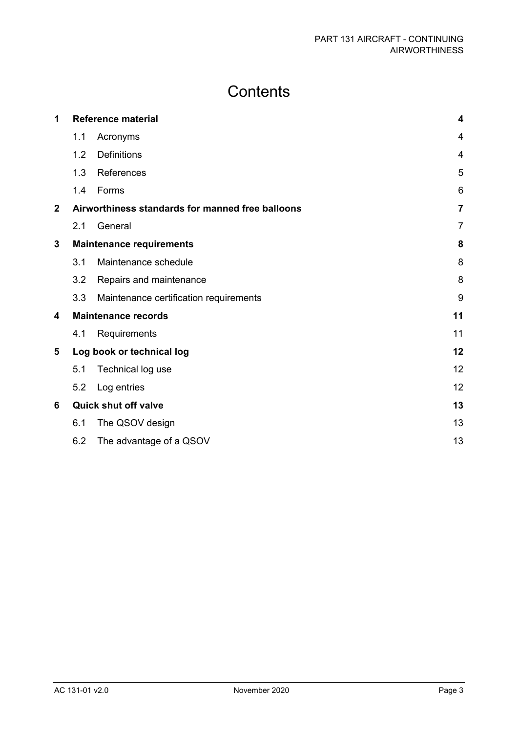# Contents

| | | |
|---|---|---|
| **1** | **Reference material** | **4** |
| 1.1 | Acronyms | 4 |
| 1.2 | Definitions | 4 |
| 1.3 | References | 5 |
| 1.4 | Forms | 6 |
| **2** | **Airworthiness standards for manned free balloons** | **7** |
| 2.1 | General | 7 |
| **3** | **Maintenance requirements** | **8** |
| 3.1 | Maintenance schedule | 8 |
| 3.2 | Repairs and maintenance | 8 |
| 3.3 | Maintenance certification requirements | 9 |
| **4** | **Maintenance records** | **11** |
| 4.1 | Requirements | 11 |
| **5** | **Log book or technical log** | **12** |
| 5.1 | Technical log use | 12 |
| 5.2 | Log entries | 12 |
| **6** | **Quick shut off valve** | **13** |
| 6.1 | The QSOV design | 13 |
| 6.2 | The advantage of a QSOV | 13 |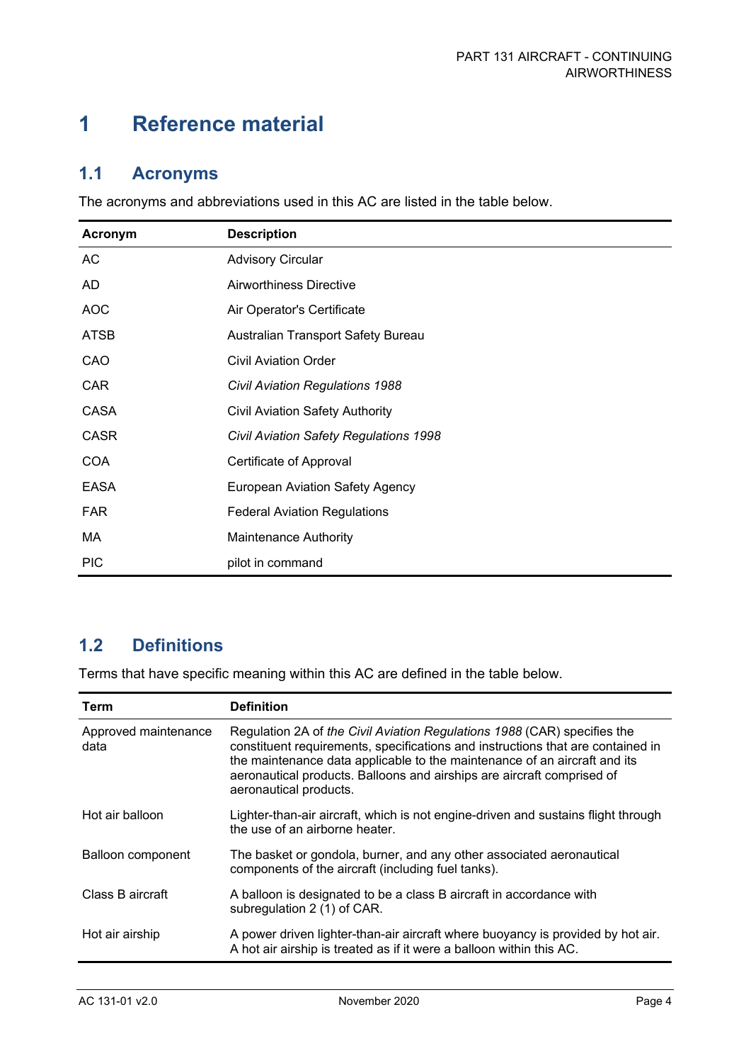# 1 Reference material

## 1.1 Acronyms

The acronyms and abbreviations used in this AC are listed in the table below.

| Acronym | Description |
|---|---|
| AC | Advisory Circular |
| AD | Airworthiness Directive |
| AOC | Air Operator's Certificate |
| ATSB | Australian Transport Safety Bureau |
| CAO | Civil Aviation Order |
| CAR | *Civil Aviation Regulations 1988* |
| CASA | Civil Aviation Safety Authority |
| CASR | *Civil Aviation Safety Regulations 1998* |
| COA | Certificate of Approval |
| EASA | European Aviation Safety Agency |
| FAR | Federal Aviation Regulations |
| MA | Maintenance Authority |
| PIC | pilot in command |

## 1.2 Definitions

Terms that have specific meaning within this AC are defined in the table below.

| Term | Definition |
|---|---|
| Approved maintenance data | Regulation 2A of *the Civil Aviation Regulations 1988* (CAR) specifies the constituent requirements, specifications and instructions that are contained in the maintenance data applicable to the maintenance of an aircraft and its aeronautical products. Balloons and airships are aircraft comprised of aeronautical products. |
| Hot air balloon | Lighter-than-air aircraft, which is not engine-driven and sustains flight through the use of an airborne heater. |
| Balloon component | The basket or gondola, burner, and any other associated aeronautical components of the aircraft (including fuel tanks). |
| Class B aircraft | A balloon is designated to be a class B aircraft in accordance with subregulation 2 (1) of CAR. |
| Hot air airship | A power driven lighter-than-air aircraft where buoyancy is provided by hot air. A hot air airship is treated as if it were a balloon within this AC. |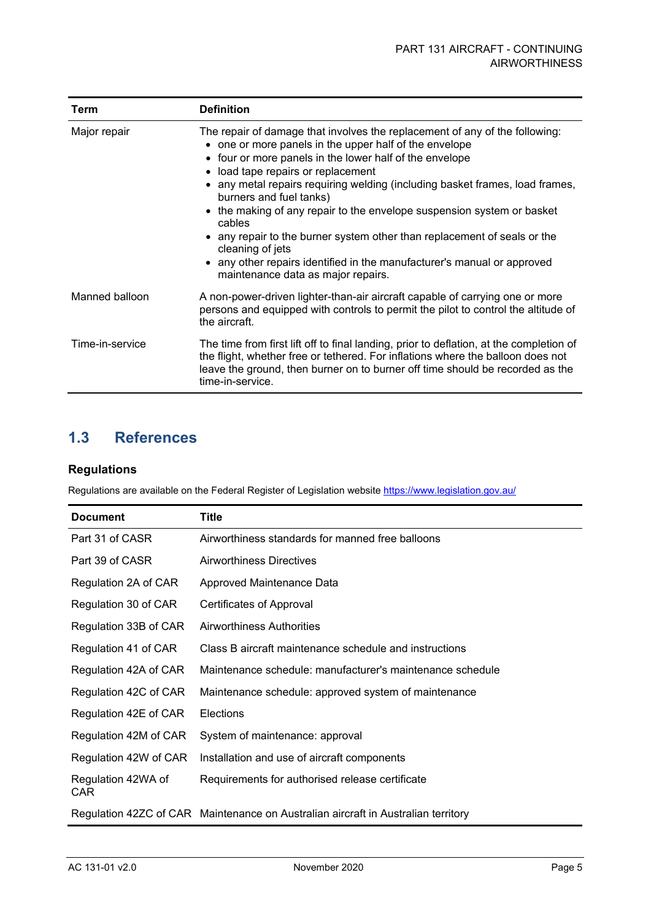| Term | Definition |
| --- | --- |
| Major repair | The repair of damage that involves the replacement of any of the following:<br>• one or more panels in the upper half of the envelope<br>• four or more panels in the lower half of the envelope<br>• load tape repairs or replacement<br>• any metal repairs requiring welding (including basket frames, load frames, burners and fuel tanks)<br>• the making of any repair to the envelope suspension system or basket cables<br>• any repair to the burner system other than replacement of seals or the cleaning of jets<br>• any other repairs identified in the manufacturer's manual or approved maintenance data as major repairs. |
| Manned balloon | A non-power-driven lighter-than-air aircraft capable of carrying one or more persons and equipped with controls to permit the pilot to control the altitude of the aircraft. |
| Time-in-service | The time from first lift off to final landing, prior to deflation, at the completion of the flight, whether free or tethered. For inflations where the balloon does not leave the ground, then burner on to burner off time should be recorded as the time-in-service. |

## 1.3 References

### Regulations

Regulations are available on the Federal Register of Legislation website https://www.legislation.gov.au/

| Document | Title |
| --- | --- |
| Part 31 of CASR | Airworthiness standards for manned free balloons |
| Part 39 of CASR | Airworthiness Directives |
| Regulation 2A of CAR | Approved Maintenance Data |
| Regulation 30 of CAR | Certificates of Approval |
| Regulation 33B of CAR | Airworthiness Authorities |
| Regulation 41 of CAR | Class B aircraft maintenance schedule and instructions |
| Regulation 42A of CAR | Maintenance schedule: manufacturer's maintenance schedule |
| Regulation 42C of CAR | Maintenance schedule: approved system of maintenance |
| Regulation 42E of CAR | Elections |
| Regulation 42M of CAR | System of maintenance: approval |
| Regulation 42W of CAR | Installation and use of aircraft components |
| Regulation 42WA of CAR | Requirements for authorised release certificate |
| Regulation 42ZC of CAR | Maintenance on Australian aircraft in Australian territory |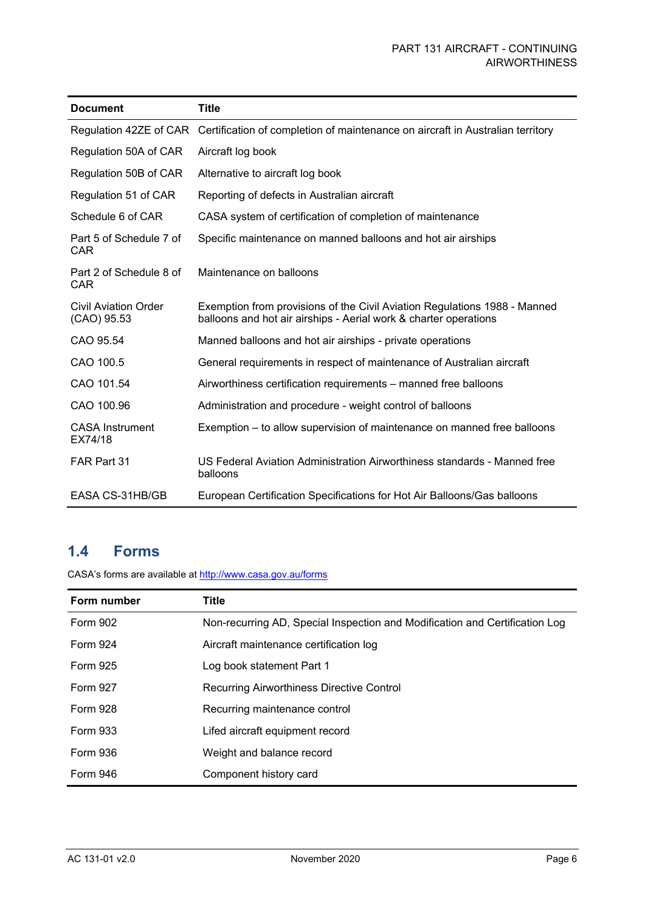| Document | Title |
| --- | --- |
| Regulation 42ZE of CAR | Certification of completion of maintenance on aircraft in Australian territory |
| Regulation 50A of CAR | Aircraft log book |
| Regulation 50B of CAR | Alternative to aircraft log book |
| Regulation 51 of CAR | Reporting of defects in Australian aircraft |
| Schedule 6 of CAR | CASA system of certification of completion of maintenance |
| Part 5 of Schedule 7 of CAR | Specific maintenance on manned balloons and hot air airships |
| Part 2 of Schedule 8 of CAR | Maintenance on balloons |
| Civil Aviation Order (CAO) 95.53 | Exemption from provisions of the Civil Aviation Regulations 1988 - Manned balloons and hot air airships - Aerial work & charter operations |
| CAO 95.54 | Manned balloons and hot air airships - private operations |
| CAO 100.5 | General requirements in respect of maintenance of Australian aircraft |
| CAO 101.54 | Airworthiness certification requirements – manned free balloons |
| CAO 100.96 | Administration and procedure - weight control of balloons |
| CASA Instrument EX74/18 | Exemption – to allow supervision of maintenance on manned free balloons |
| FAR Part 31 | US Federal Aviation Administration Airworthiness standards - Manned free balloons |
| EASA CS-31HB/GB | European Certification Specifications for Hot Air Balloons/Gas balloons |

## 1.4 Forms

CASA's forms are available at http://www.casa.gov.au/forms

| Form number | Title |
| --- | --- |
| Form 902 | Non-recurring AD, Special Inspection and Modification and Certification Log |
| Form 924 | Aircraft maintenance certification log |
| Form 925 | Log book statement Part 1 |
| Form 927 | Recurring Airworthiness Directive Control |
| Form 928 | Recurring maintenance control |
| Form 933 | Lifed aircraft equipment record |
| Form 936 | Weight and balance record |
| Form 946 | Component history card |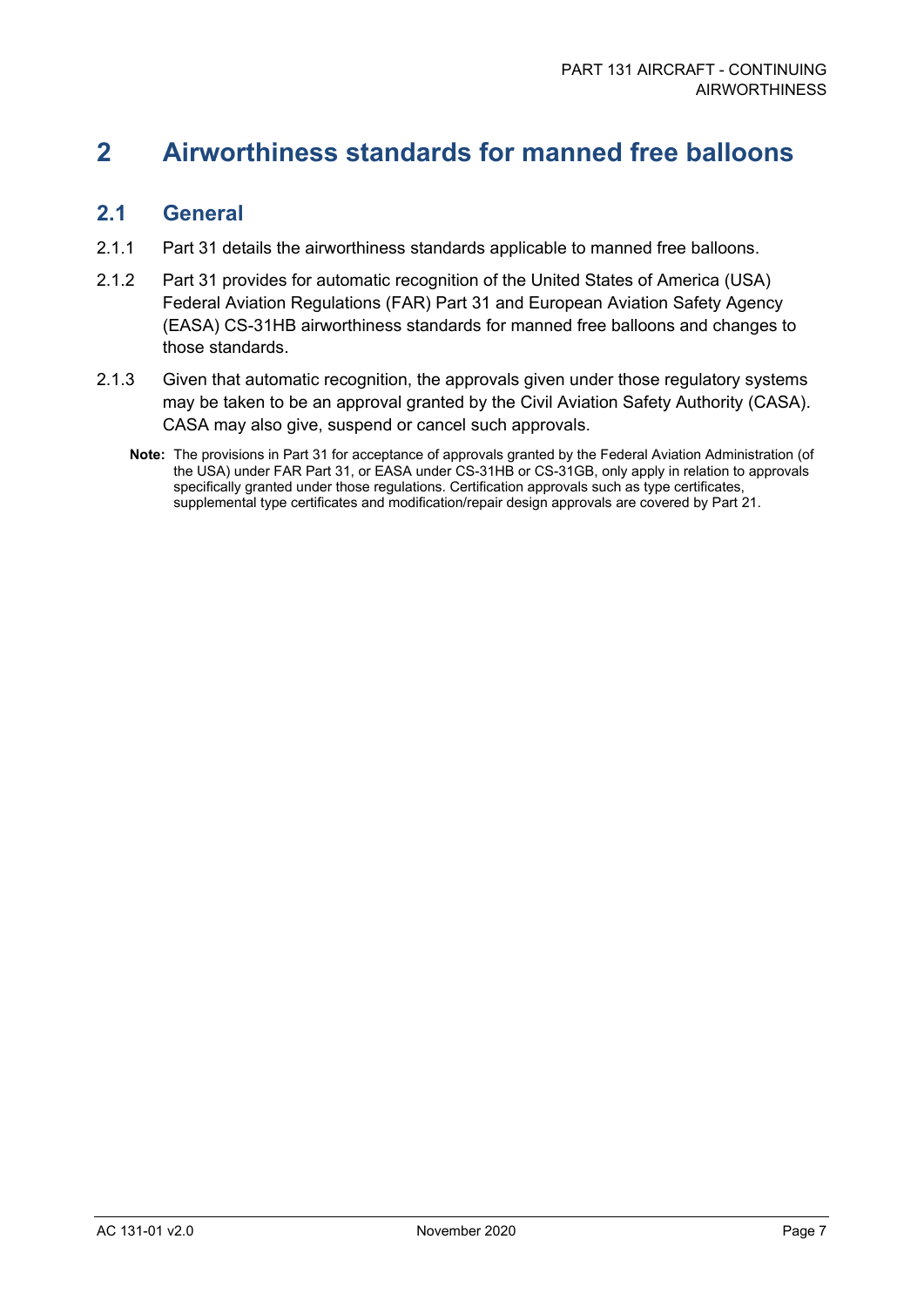# 2 Airworthiness standards for manned free balloons

## 2.1 General

2.1.1 Part 31 details the airworthiness standards applicable to manned free balloons.

2.1.2 Part 31 provides for automatic recognition of the United States of America (USA) Federal Aviation Regulations (FAR) Part 31 and European Aviation Safety Agency (EASA) CS-31HB airworthiness standards for manned free balloons and changes to those standards.

2.1.3 Given that automatic recognition, the approvals given under those regulatory systems may be taken to be an approval granted by the Civil Aviation Safety Authority (CASA). CASA may also give, suspend or cancel such approvals.

**Note:** The provisions in Part 31 for acceptance of approvals granted by the Federal Aviation Administration (of the USA) under FAR Part 31, or EASA under CS-31HB or CS-31GB, only apply in relation to approvals specifically granted under those regulations. Certification approvals such as type certificates, supplemental type certificates and modification/repair design approvals are covered by Part 21.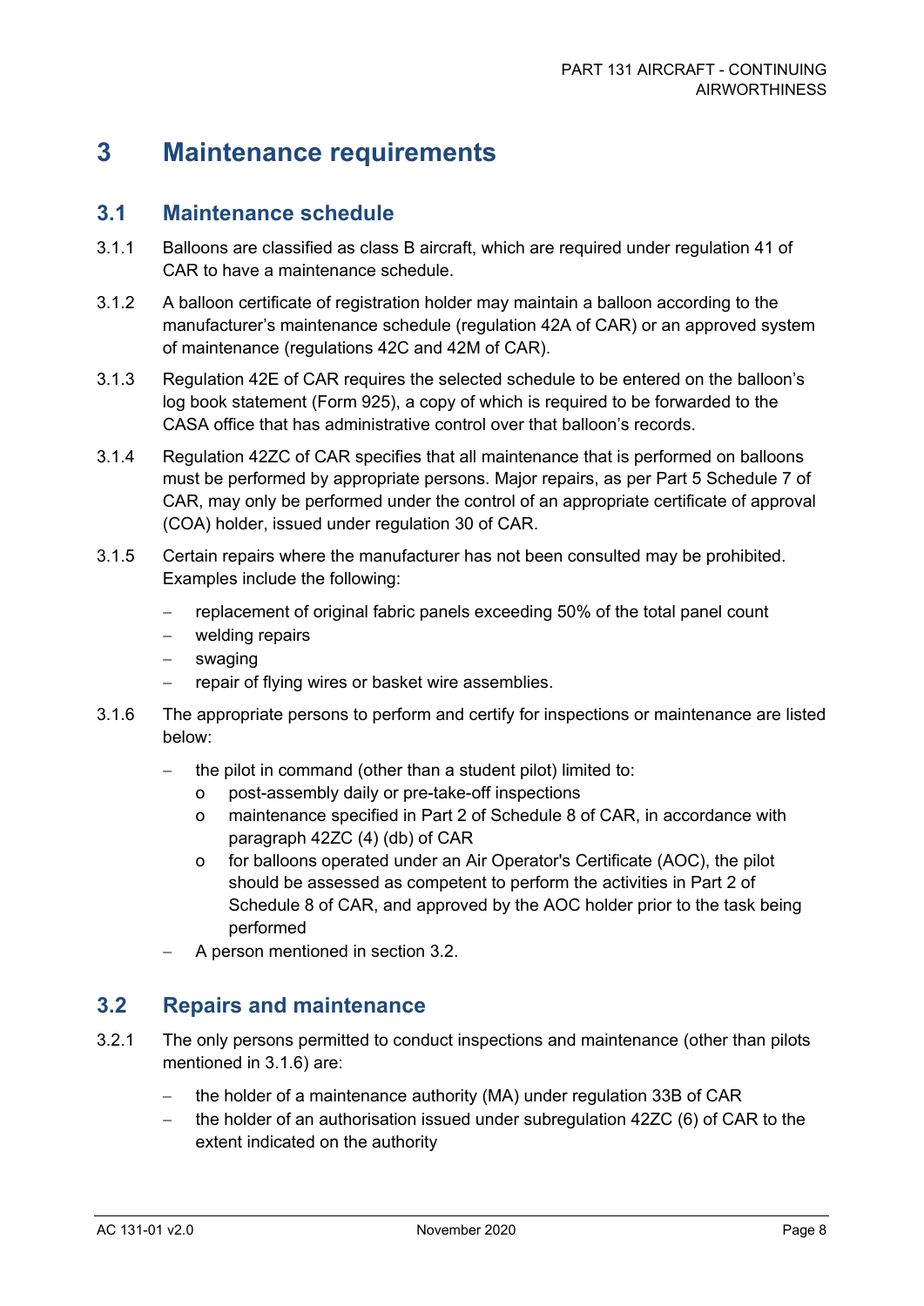# 3 Maintenance requirements

## 3.1 Maintenance schedule

3.1.1 Balloons are classified as class B aircraft, which are required under regulation 41 of CAR to have a maintenance schedule.

3.1.2 A balloon certificate of registration holder may maintain a balloon according to the manufacturer's maintenance schedule (regulation 42A of CAR) or an approved system of maintenance (regulations 42C and 42M of CAR).

3.1.3 Regulation 42E of CAR requires the selected schedule to be entered on the balloon's log book statement (Form 925), a copy of which is required to be forwarded to the CASA office that has administrative control over that balloon's records.

3.1.4 Regulation 42ZC of CAR specifies that all maintenance that is performed on balloons must be performed by appropriate persons. Major repairs, as per Part 5 Schedule 7 of CAR, may only be performed under the control of an appropriate certificate of approval (COA) holder, issued under regulation 30 of CAR.

3.1.5 Certain repairs where the manufacturer has not been consulted may be prohibited. Examples include the following:

- replacement of original fabric panels exceeding 50% of the total panel count
- welding repairs
- swaging
- repair of flying wires or basket wire assemblies.

3.1.6 The appropriate persons to perform and certify for inspections or maintenance are listed below:

- the pilot in command (other than a student pilot) limited to:
  - post-assembly daily or pre-take-off inspections
  - maintenance specified in Part 2 of Schedule 8 of CAR, in accordance with paragraph 42ZC (4) (db) of CAR
  - for balloons operated under an Air Operator's Certificate (AOC), the pilot should be assessed as competent to perform the activities in Part 2 of Schedule 8 of CAR, and approved by the AOC holder prior to the task being performed
- A person mentioned in section 3.2.

## 3.2 Repairs and maintenance

3.2.1 The only persons permitted to conduct inspections and maintenance (other than pilots mentioned in 3.1.6) are:

- the holder of a maintenance authority (MA) under regulation 33B of CAR
- the holder of an authorisation issued under subregulation 42ZC (6) of CAR to the extent indicated on the authority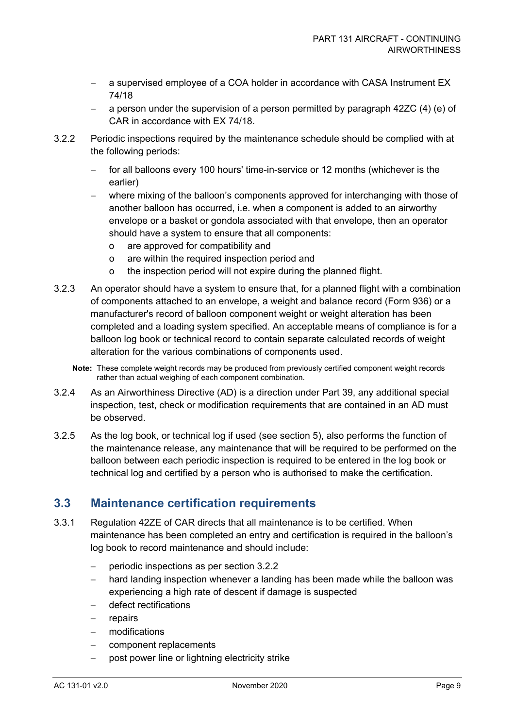- a supervised employee of a COA holder in accordance with CASA Instrument EX 74/18
- a person under the supervision of a person permitted by paragraph 42ZC (4) (e) of CAR in accordance with EX 74/18.

3.2.2 Periodic inspections required by the maintenance schedule should be complied with at the following periods:

- for all balloons every 100 hours' time-in-service or 12 months (whichever is the earlier)
- where mixing of the balloon's components approved for interchanging with those of another balloon has occurred, i.e. when a component is added to an airworthy envelope or a basket or gondola associated with that envelope, then an operator should have a system to ensure that all components:
  - are approved for compatibility and
  - are within the required inspection period and
  - the inspection period will not expire during the planned flight.

3.2.3 An operator should have a system to ensure that, for a planned flight with a combination of components attached to an envelope, a weight and balance record (Form 936) or a manufacturer's record of balloon component weight or weight alteration has been completed and a loading system specified. An acceptable means of compliance is for a balloon log book or technical record to contain separate calculated records of weight alteration for the various combinations of components used.

**Note:** These complete weight records may be produced from previously certified component weight records rather than actual weighing of each component combination.

3.2.4 As an Airworthiness Directive (AD) is a direction under Part 39, any additional special inspection, test, check or modification requirements that are contained in an AD must be observed.

3.2.5 As the log book, or technical log if used (see section 5), also performs the function of the maintenance release, any maintenance that will be required to be performed on the balloon between each periodic inspection is required to be entered in the log book or technical log and certified by a person who is authorised to make the certification.

## 3.3 Maintenance certification requirements

3.3.1 Regulation 42ZE of CAR directs that all maintenance is to be certified. When maintenance has been completed an entry and certification is required in the balloon's log book to record maintenance and should include:

- periodic inspections as per section 3.2.2
- hard landing inspection whenever a landing has been made while the balloon was experiencing a high rate of descent if damage is suspected
- defect rectifications
- repairs
- modifications
- component replacements
- post power line or lightning electricity strike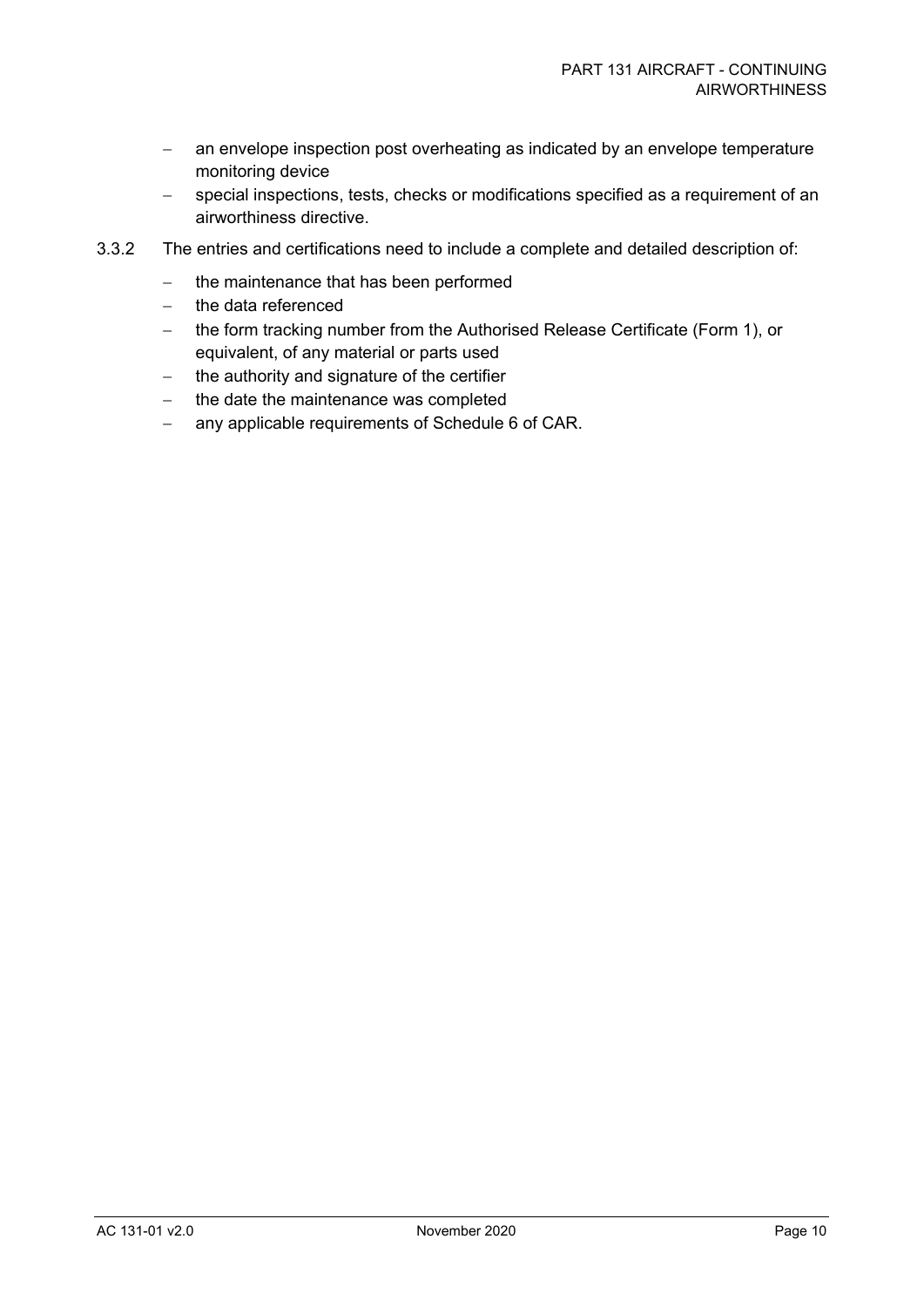- an envelope inspection post overheating as indicated by an envelope temperature monitoring device
- special inspections, tests, checks or modifications specified as a requirement of an airworthiness directive.

3.3.2 The entries and certifications need to include a complete and detailed description of:

- the maintenance that has been performed
- the data referenced
- the form tracking number from the Authorised Release Certificate (Form 1), or equivalent, of any material or parts used
- the authority and signature of the certifier
- the date the maintenance was completed
- any applicable requirements of Schedule 6 of CAR.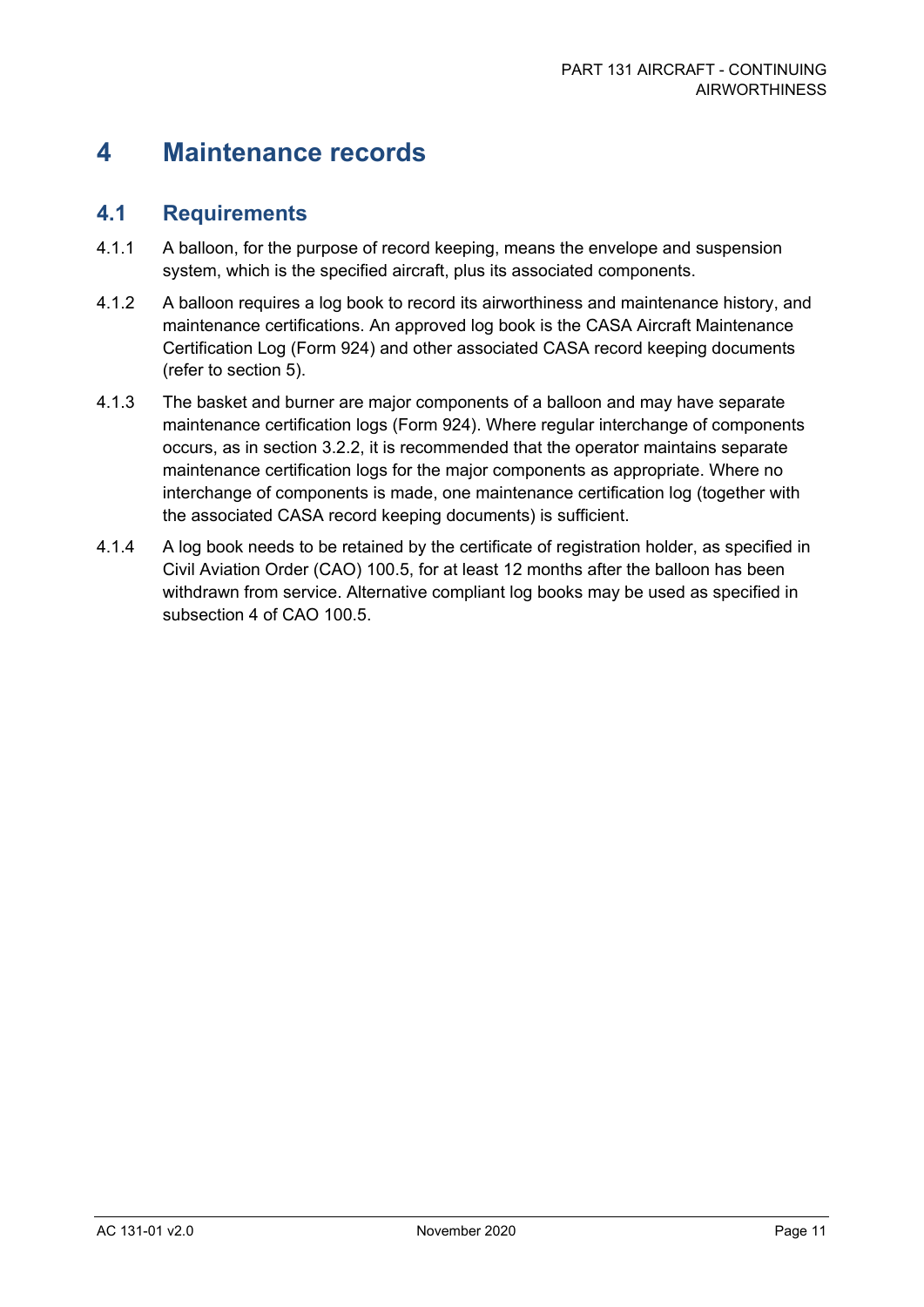# 4 Maintenance records

## 4.1 Requirements

4.1.1 A balloon, for the purpose of record keeping, means the envelope and suspension system, which is the specified aircraft, plus its associated components.

4.1.2 A balloon requires a log book to record its airworthiness and maintenance history, and maintenance certifications. An approved log book is the CASA Aircraft Maintenance Certification Log (Form 924) and other associated CASA record keeping documents (refer to section 5).

4.1.3 The basket and burner are major components of a balloon and may have separate maintenance certification logs (Form 924). Where regular interchange of components occurs, as in section 3.2.2, it is recommended that the operator maintains separate maintenance certification logs for the major components as appropriate. Where no interchange of components is made, one maintenance certification log (together with the associated CASA record keeping documents) is sufficient.

4.1.4 A log book needs to be retained by the certificate of registration holder, as specified in Civil Aviation Order (CAO) 100.5, for at least 12 months after the balloon has been withdrawn from service. Alternative compliant log books may be used as specified in subsection 4 of CAO 100.5.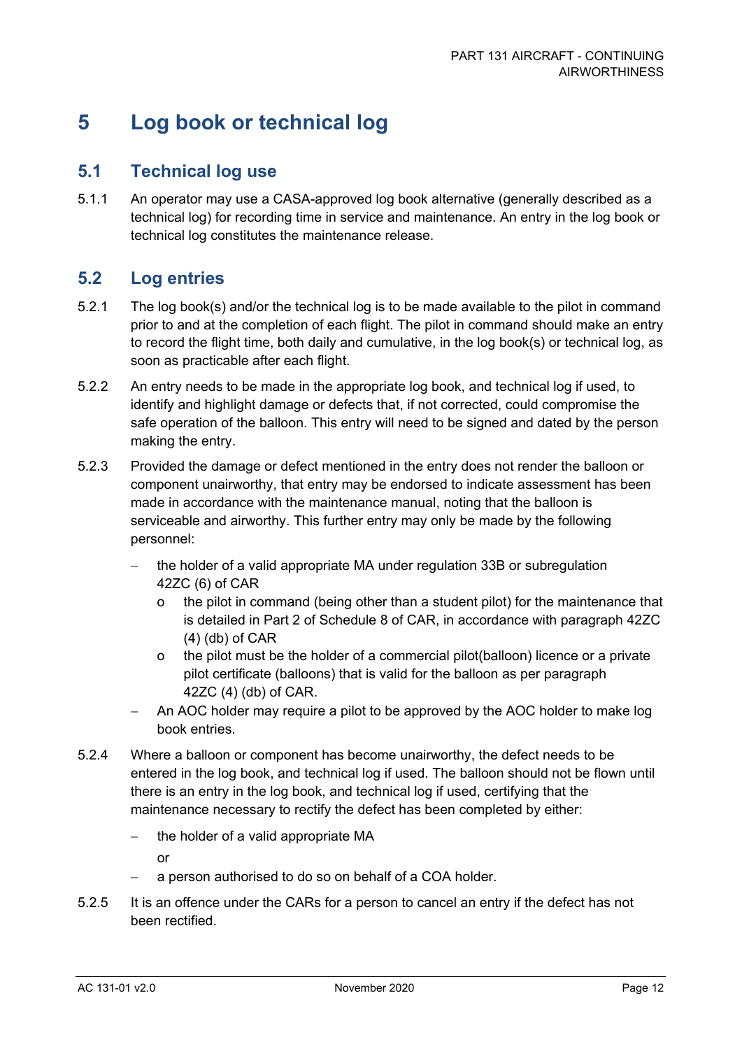# 5 Log book or technical log

## 5.1 Technical log use

5.1.1 An operator may use a CASA-approved log book alternative (generally described as a technical log) for recording time in service and maintenance. An entry in the log book or technical log constitutes the maintenance release.

## 5.2 Log entries

5.2.1 The log book(s) and/or the technical log is to be made available to the pilot in command prior to and at the completion of each flight. The pilot in command should make an entry to record the flight time, both daily and cumulative, in the log book(s) or technical log, as soon as practicable after each flight.

5.2.2 An entry needs to be made in the appropriate log book, and technical log if used, to identify and highlight damage or defects that, if not corrected, could compromise the safe operation of the balloon. This entry will need to be signed and dated by the person making the entry.

5.2.3 Provided the damage or defect mentioned in the entry does not render the balloon or component unairworthy, that entry may be endorsed to indicate assessment has been made in accordance with the maintenance manual, noting that the balloon is serviceable and airworthy. This further entry may only be made by the following personnel:

- the holder of a valid appropriate MA under regulation 33B or subregulation 42ZC (6) of CAR
  - the pilot in command (being other than a student pilot) for the maintenance that is detailed in Part 2 of Schedule 8 of CAR, in accordance with paragraph 42ZC (4) (db) of CAR
  - the pilot must be the holder of a commercial pilot(balloon) licence or a private pilot certificate (balloons) that is valid for the balloon as per paragraph 42ZC (4) (db) of CAR.
- An AOC holder may require a pilot to be approved by the AOC holder to make log book entries.

5.2.4 Where a balloon or component has become unairworthy, the defect needs to be entered in the log book, and technical log if used. The balloon should not be flown until there is an entry in the log book, and technical log if used, certifying that the maintenance necessary to rectify the defect has been completed by either:

- the holder of a valid appropriate MA

  or
- a person authorised to do so on behalf of a COA holder.

5.2.5 It is an offence under the CARs for a person to cancel an entry if the defect has not been rectified.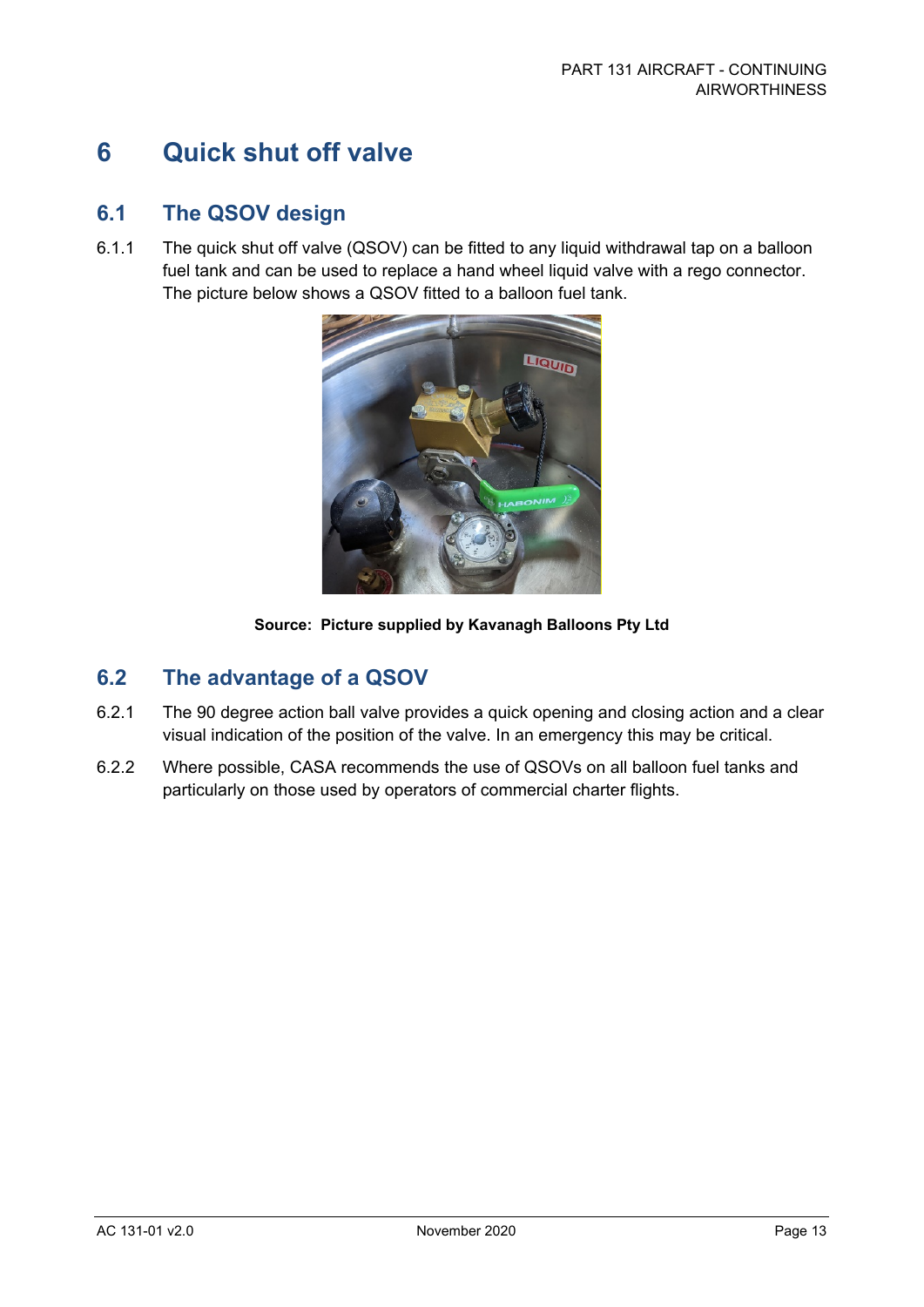# 6 Quick shut off valve

## 6.1 The QSOV design

6.1.1 The quick shut off valve (QSOV) can be fitted to any liquid withdrawal tap on a balloon fuel tank and can be used to replace a hand wheel liquid valve with a rego connector. The picture below shows a QSOV fitted to a balloon fuel tank.

**Source: Picture supplied by Kavanagh Balloons Pty Ltd**

## 6.2 The advantage of a QSOV

6.2.1 The 90 degree action ball valve provides a quick opening and closing action and a clear visual indication of the position of the valve. In an emergency this may be critical.

6.2.2 Where possible, CASA recommends the use of QSOVs on all balloon fuel tanks and particularly on those used by operators of commercial charter flights.